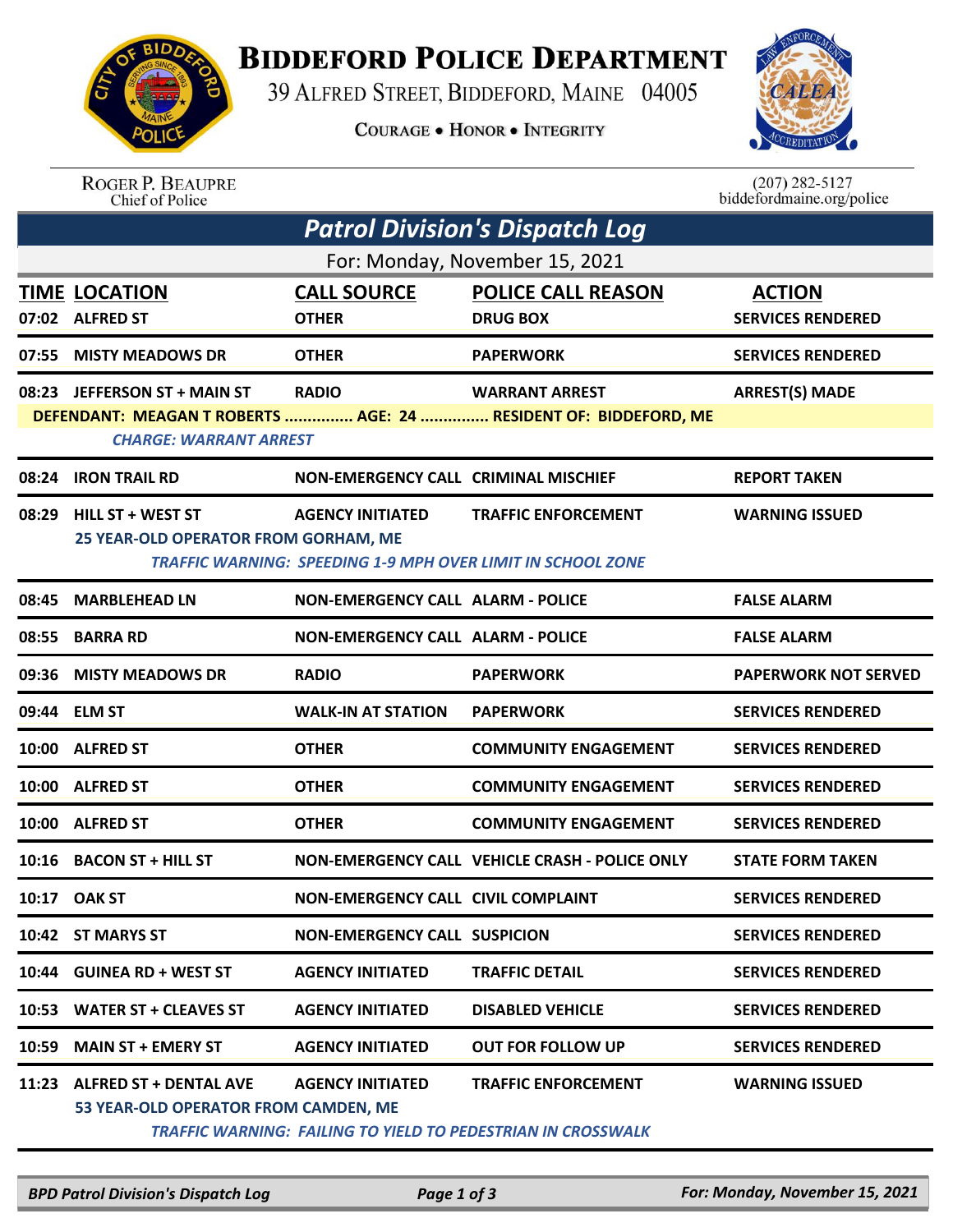# BIDDEFORD POLICE DEPARTMENT

39 ALFRED STREET, BIDDEFORD, MAINE 04005

COURAGE • HONOR • INTEGRITY

ROGER P. BEAUPRE
Chief of Police

(207) 282-5127
biddefordmaine.org/police

## Patrol Division's Dispatch Log

For: Monday, November 15, 2021

| TIME | LOCATION | CALL SOURCE | POLICE CALL REASON | ACTION |
|---|---|---|---|---|
| 07:02 | ALFRED ST | OTHER | DRUG BOX | SERVICES RENDERED |
| 07:55 | MISTY MEADOWS DR | OTHER | PAPERWORK | SERVICES RENDERED |
| 08:23 | JEFFERSON ST + MAIN ST | RADIO | WARRANT ARREST | ARREST(S) MADE |
| | DEFENDANT: MEAGAN T ROBERTS ............... AGE: 24 ............... RESIDENT OF: BIDDEFORD, ME | | | |
| | *CHARGE: WARRANT ARREST* | | | |
| 08:24 | IRON TRAIL RD | NON-EMERGENCY CALL | CRIMINAL MISCHIEF | REPORT TAKEN |
| 08:29 | HILL ST + WEST ST | AGENCY INITIATED | TRAFFIC ENFORCEMENT | WARNING ISSUED |
| | 25 YEAR-OLD OPERATOR FROM GORHAM, ME | | | |
| | *TRAFFIC WARNING: SPEEDING 1-9 MPH OVER LIMIT IN SCHOOL ZONE* | | | |
| 08:45 | MARBLEHEAD LN | NON-EMERGENCY CALL | ALARM - POLICE | FALSE ALARM |
| 08:55 | BARRA RD | NON-EMERGENCY CALL | ALARM - POLICE | FALSE ALARM |
| 09:36 | MISTY MEADOWS DR | RADIO | PAPERWORK | PAPERWORK NOT SERVED |
| 09:44 | ELM ST | WALK-IN AT STATION | PAPERWORK | SERVICES RENDERED |
| 10:00 | ALFRED ST | OTHER | COMMUNITY ENGAGEMENT | SERVICES RENDERED |
| 10:00 | ALFRED ST | OTHER | COMMUNITY ENGAGEMENT | SERVICES RENDERED |
| 10:00 | ALFRED ST | OTHER | COMMUNITY ENGAGEMENT | SERVICES RENDERED |
| 10:16 | BACON ST + HILL ST | NON-EMERGENCY CALL | VEHICLE CRASH - POLICE ONLY | STATE FORM TAKEN |
| 10:17 | OAK ST | NON-EMERGENCY CALL | CIVIL COMPLAINT | SERVICES RENDERED |
| 10:42 | ST MARYS ST | NON-EMERGENCY CALL | SUSPICION | SERVICES RENDERED |
| 10:44 | GUINEA RD + WEST ST | AGENCY INITIATED | TRAFFIC DETAIL | SERVICES RENDERED |
| 10:53 | WATER ST + CLEAVES ST | AGENCY INITIATED | DISABLED VEHICLE | SERVICES RENDERED |
| 10:59 | MAIN ST + EMERY ST | AGENCY INITIATED | OUT FOR FOLLOW UP | SERVICES RENDERED |
| 11:23 | ALFRED ST + DENTAL AVE | AGENCY INITIATED | TRAFFIC ENFORCEMENT | WARNING ISSUED |
| | 53 YEAR-OLD OPERATOR FROM CAMDEN, ME | | | |
| | *TRAFFIC WARNING: FAILING TO YIELD TO PEDESTRIAN IN CROSSWALK* | | | |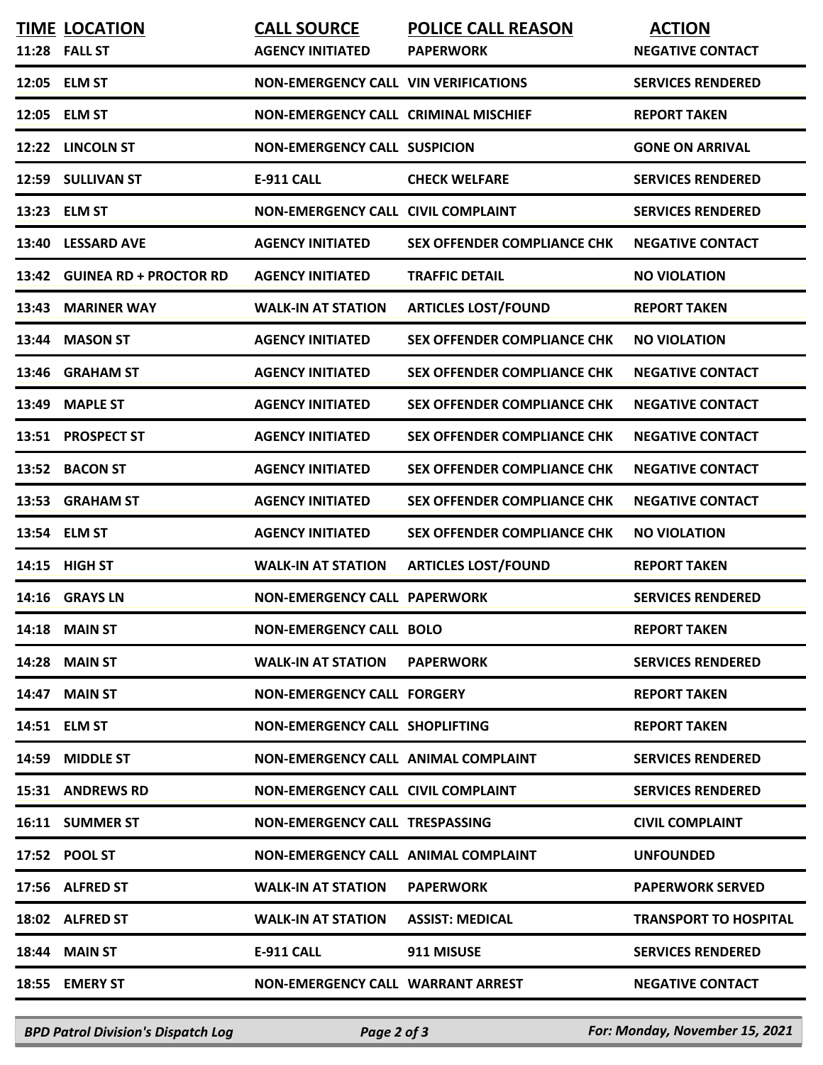| TIME | LOCATION | CALL SOURCE | POLICE CALL REASON | ACTION |
|---|---|---|---|---|
| 11:28 | FALL ST | AGENCY INITIATED | PAPERWORK | NEGATIVE CONTACT |
| 12:05 | ELM ST | NON-EMERGENCY CALL | VIN VERIFICATIONS | SERVICES RENDERED |
| 12:05 | ELM ST | NON-EMERGENCY CALL | CRIMINAL MISCHIEF | REPORT TAKEN |
| 12:22 | LINCOLN ST | NON-EMERGENCY CALL | SUSPICION | GONE ON ARRIVAL |
| 12:59 | SULLIVAN ST | E-911 CALL | CHECK WELFARE | SERVICES RENDERED |
| 13:23 | ELM ST | NON-EMERGENCY CALL | CIVIL COMPLAINT | SERVICES RENDERED |
| 13:40 | LESSARD AVE | AGENCY INITIATED | SEX OFFENDER COMPLIANCE CHK | NEGATIVE CONTACT |
| 13:42 | GUINEA RD + PROCTOR RD | AGENCY INITIATED | TRAFFIC DETAIL | NO VIOLATION |
| 13:43 | MARINER WAY | WALK-IN AT STATION | ARTICLES LOST/FOUND | REPORT TAKEN |
| 13:44 | MASON ST | AGENCY INITIATED | SEX OFFENDER COMPLIANCE CHK | NO VIOLATION |
| 13:46 | GRAHAM ST | AGENCY INITIATED | SEX OFFENDER COMPLIANCE CHK | NEGATIVE CONTACT |
| 13:49 | MAPLE ST | AGENCY INITIATED | SEX OFFENDER COMPLIANCE CHK | NEGATIVE CONTACT |
| 13:51 | PROSPECT ST | AGENCY INITIATED | SEX OFFENDER COMPLIANCE CHK | NEGATIVE CONTACT |
| 13:52 | BACON ST | AGENCY INITIATED | SEX OFFENDER COMPLIANCE CHK | NEGATIVE CONTACT |
| 13:53 | GRAHAM ST | AGENCY INITIATED | SEX OFFENDER COMPLIANCE CHK | NEGATIVE CONTACT |
| 13:54 | ELM ST | AGENCY INITIATED | SEX OFFENDER COMPLIANCE CHK | NO VIOLATION |
| 14:15 | HIGH ST | WALK-IN AT STATION | ARTICLES LOST/FOUND | REPORT TAKEN |
| 14:16 | GRAYS LN | NON-EMERGENCY CALL | PAPERWORK | SERVICES RENDERED |
| 14:18 | MAIN ST | NON-EMERGENCY CALL | BOLO | REPORT TAKEN |
| 14:28 | MAIN ST | WALK-IN AT STATION | PAPERWORK | SERVICES RENDERED |
| 14:47 | MAIN ST | NON-EMERGENCY CALL | FORGERY | REPORT TAKEN |
| 14:51 | ELM ST | NON-EMERGENCY CALL | SHOPLIFTING | REPORT TAKEN |
| 14:59 | MIDDLE ST | NON-EMERGENCY CALL | ANIMAL COMPLAINT | SERVICES RENDERED |
| 15:31 | ANDREWS RD | NON-EMERGENCY CALL | CIVIL COMPLAINT | SERVICES RENDERED |
| 16:11 | SUMMER ST | NON-EMERGENCY CALL | TRESPASSING | CIVIL COMPLAINT |
| 17:52 | POOL ST | NON-EMERGENCY CALL | ANIMAL COMPLAINT | UNFOUNDED |
| 17:56 | ALFRED ST | WALK-IN AT STATION | PAPERWORK | PAPERWORK SERVED |
| 18:02 | ALFRED ST | WALK-IN AT STATION | ASSIST: MEDICAL | TRANSPORT TO HOSPITAL |
| 18:44 | MAIN ST | E-911 CALL | 911 MISUSE | SERVICES RENDERED |
| 18:55 | EMERY ST | NON-EMERGENCY CALL | WARRANT ARREST | NEGATIVE CONTACT |

*BPD Patrol Division's Dispatch Log* — *For: Monday, November 15, 2021*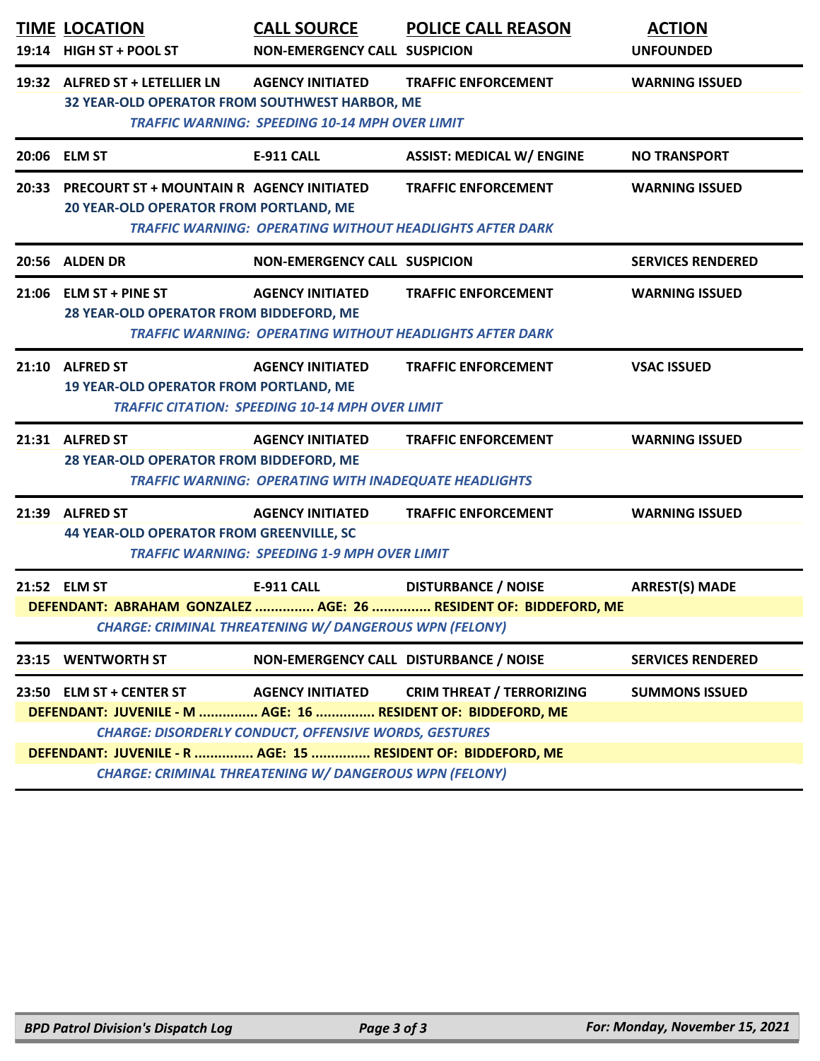| TIME | LOCATION | CALL SOURCE | POLICE CALL REASON | ACTION |
|---|---|---|---|---|
| 19:14 | HIGH ST + POOL ST | NON-EMERGENCY CALL | SUSPICION | UNFOUNDED |
| 19:32 | ALFRED ST + LETELLIER LN | AGENCY INITIATED | TRAFFIC ENFORCEMENT | WARNING ISSUED |
| | 32 YEAR-OLD OPERATOR FROM SOUTHWEST HARBOR, ME | | | |
| | *TRAFFIC WARNING: SPEEDING 10-14 MPH OVER LIMIT* | | | |
| 20:06 | ELM ST | E-911 CALL | ASSIST: MEDICAL W/ ENGINE | NO TRANSPORT |
| 20:33 | PRECOURT ST + MOUNTAIN R | AGENCY INITIATED | TRAFFIC ENFORCEMENT | WARNING ISSUED |
| | 20 YEAR-OLD OPERATOR FROM PORTLAND, ME | | | |
| | *TRAFFIC WARNING: OPERATING WITHOUT HEADLIGHTS AFTER DARK* | | | |
| 20:56 | ALDEN DR | NON-EMERGENCY CALL | SUSPICION | SERVICES RENDERED |
| 21:06 | ELM ST + PINE ST | AGENCY INITIATED | TRAFFIC ENFORCEMENT | WARNING ISSUED |
| | 28 YEAR-OLD OPERATOR FROM BIDDEFORD, ME | | | |
| | *TRAFFIC WARNING: OPERATING WITHOUT HEADLIGHTS AFTER DARK* | | | |
| 21:10 | ALFRED ST | AGENCY INITIATED | TRAFFIC ENFORCEMENT | VSAC ISSUED |
| | 19 YEAR-OLD OPERATOR FROM PORTLAND, ME | | | |
| | *TRAFFIC CITATION: SPEEDING 10-14 MPH OVER LIMIT* | | | |
| 21:31 | ALFRED ST | AGENCY INITIATED | TRAFFIC ENFORCEMENT | WARNING ISSUED |
| | 28 YEAR-OLD OPERATOR FROM BIDDEFORD, ME | | | |
| | *TRAFFIC WARNING: OPERATING WITH INADEQUATE HEADLIGHTS* | | | |
| 21:39 | ALFRED ST | AGENCY INITIATED | TRAFFIC ENFORCEMENT | WARNING ISSUED |
| | 44 YEAR-OLD OPERATOR FROM GREENVILLE, SC | | | |
| | *TRAFFIC WARNING: SPEEDING 1-9 MPH OVER LIMIT* | | | |
| 21:52 | ELM ST | E-911 CALL | DISTURBANCE / NOISE | ARREST(S) MADE |
| | DEFENDANT: ABRAHAM GONZALEZ ............... AGE: 26 ............... RESIDENT OF: BIDDEFORD, ME | | | |
| | *CHARGE: CRIMINAL THREATENING W/ DANGEROUS WPN (FELONY)* | | | |
| 23:15 | WENTWORTH ST | NON-EMERGENCY CALL | DISTURBANCE / NOISE | SERVICES RENDERED |
| 23:50 | ELM ST + CENTER ST | AGENCY INITIATED | CRIM THREAT / TERRORIZING | SUMMONS ISSUED |
| | DEFENDANT: JUVENILE - M ............... AGE: 16 ............... RESIDENT OF: BIDDEFORD, ME | | | |
| | *CHARGE: DISORDERLY CONDUCT, OFFENSIVE WORDS, GESTURES* | | | |
| | DEFENDANT: JUVENILE - R ............... AGE: 15 ............... RESIDENT OF: BIDDEFORD, ME | | | |
| | *CHARGE: CRIMINAL THREATENING W/ DANGEROUS WPN (FELONY)* | | | |

*BPD Patrol Division's Dispatch Log* — *For: Monday, November 15, 2021*